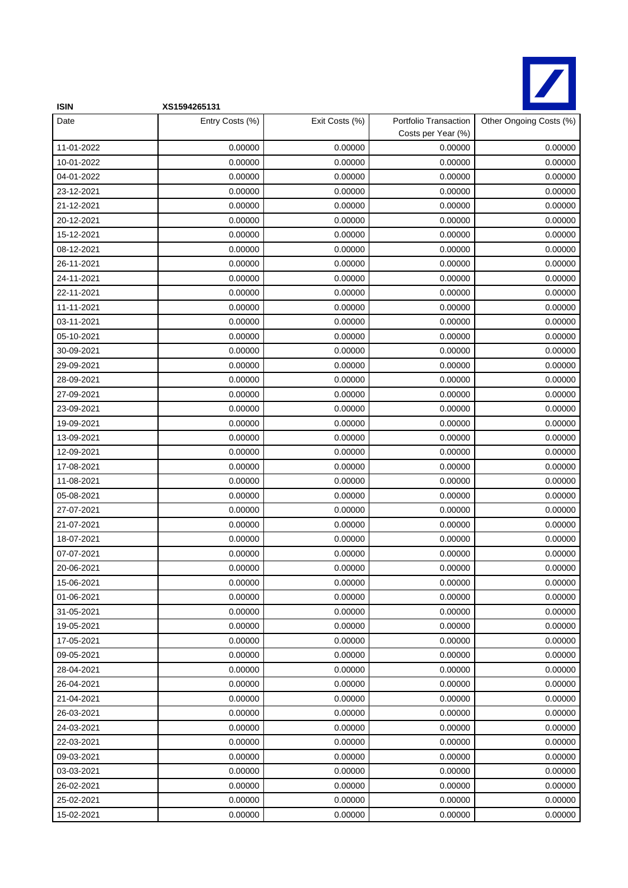**ISIN** **XS1594265131**

| Date | Entry Costs (%) | Exit Costs (%) | Portfolio Transaction Costs per Year (%) | Other Ongoing Costs (%) |
|---|---|---|---|---|
| 11-01-2022 | 0.00000 | 0.00000 | 0.00000 | 0.00000 |
| 10-01-2022 | 0.00000 | 0.00000 | 0.00000 | 0.00000 |
| 04-01-2022 | 0.00000 | 0.00000 | 0.00000 | 0.00000 |
| 23-12-2021 | 0.00000 | 0.00000 | 0.00000 | 0.00000 |
| 21-12-2021 | 0.00000 | 0.00000 | 0.00000 | 0.00000 |
| 20-12-2021 | 0.00000 | 0.00000 | 0.00000 | 0.00000 |
| 15-12-2021 | 0.00000 | 0.00000 | 0.00000 | 0.00000 |
| 08-12-2021 | 0.00000 | 0.00000 | 0.00000 | 0.00000 |
| 26-11-2021 | 0.00000 | 0.00000 | 0.00000 | 0.00000 |
| 24-11-2021 | 0.00000 | 0.00000 | 0.00000 | 0.00000 |
| 22-11-2021 | 0.00000 | 0.00000 | 0.00000 | 0.00000 |
| 11-11-2021 | 0.00000 | 0.00000 | 0.00000 | 0.00000 |
| 03-11-2021 | 0.00000 | 0.00000 | 0.00000 | 0.00000 |
| 05-10-2021 | 0.00000 | 0.00000 | 0.00000 | 0.00000 |
| 30-09-2021 | 0.00000 | 0.00000 | 0.00000 | 0.00000 |
| 29-09-2021 | 0.00000 | 0.00000 | 0.00000 | 0.00000 |
| 28-09-2021 | 0.00000 | 0.00000 | 0.00000 | 0.00000 |
| 27-09-2021 | 0.00000 | 0.00000 | 0.00000 | 0.00000 |
| 23-09-2021 | 0.00000 | 0.00000 | 0.00000 | 0.00000 |
| 19-09-2021 | 0.00000 | 0.00000 | 0.00000 | 0.00000 |
| 13-09-2021 | 0.00000 | 0.00000 | 0.00000 | 0.00000 |
| 12-09-2021 | 0.00000 | 0.00000 | 0.00000 | 0.00000 |
| 17-08-2021 | 0.00000 | 0.00000 | 0.00000 | 0.00000 |
| 11-08-2021 | 0.00000 | 0.00000 | 0.00000 | 0.00000 |
| 05-08-2021 | 0.00000 | 0.00000 | 0.00000 | 0.00000 |
| 27-07-2021 | 0.00000 | 0.00000 | 0.00000 | 0.00000 |
| 21-07-2021 | 0.00000 | 0.00000 | 0.00000 | 0.00000 |
| 18-07-2021 | 0.00000 | 0.00000 | 0.00000 | 0.00000 |
| 07-07-2021 | 0.00000 | 0.00000 | 0.00000 | 0.00000 |
| 20-06-2021 | 0.00000 | 0.00000 | 0.00000 | 0.00000 |
| 15-06-2021 | 0.00000 | 0.00000 | 0.00000 | 0.00000 |
| 01-06-2021 | 0.00000 | 0.00000 | 0.00000 | 0.00000 |
| 31-05-2021 | 0.00000 | 0.00000 | 0.00000 | 0.00000 |
| 19-05-2021 | 0.00000 | 0.00000 | 0.00000 | 0.00000 |
| 17-05-2021 | 0.00000 | 0.00000 | 0.00000 | 0.00000 |
| 09-05-2021 | 0.00000 | 0.00000 | 0.00000 | 0.00000 |
| 28-04-2021 | 0.00000 | 0.00000 | 0.00000 | 0.00000 |
| 26-04-2021 | 0.00000 | 0.00000 | 0.00000 | 0.00000 |
| 21-04-2021 | 0.00000 | 0.00000 | 0.00000 | 0.00000 |
| 26-03-2021 | 0.00000 | 0.00000 | 0.00000 | 0.00000 |
| 24-03-2021 | 0.00000 | 0.00000 | 0.00000 | 0.00000 |
| 22-03-2021 | 0.00000 | 0.00000 | 0.00000 | 0.00000 |
| 09-03-2021 | 0.00000 | 0.00000 | 0.00000 | 0.00000 |
| 03-03-2021 | 0.00000 | 0.00000 | 0.00000 | 0.00000 |
| 26-02-2021 | 0.00000 | 0.00000 | 0.00000 | 0.00000 |
| 25-02-2021 | 0.00000 | 0.00000 | 0.00000 | 0.00000 |
| 15-02-2021 | 0.00000 | 0.00000 | 0.00000 | 0.00000 |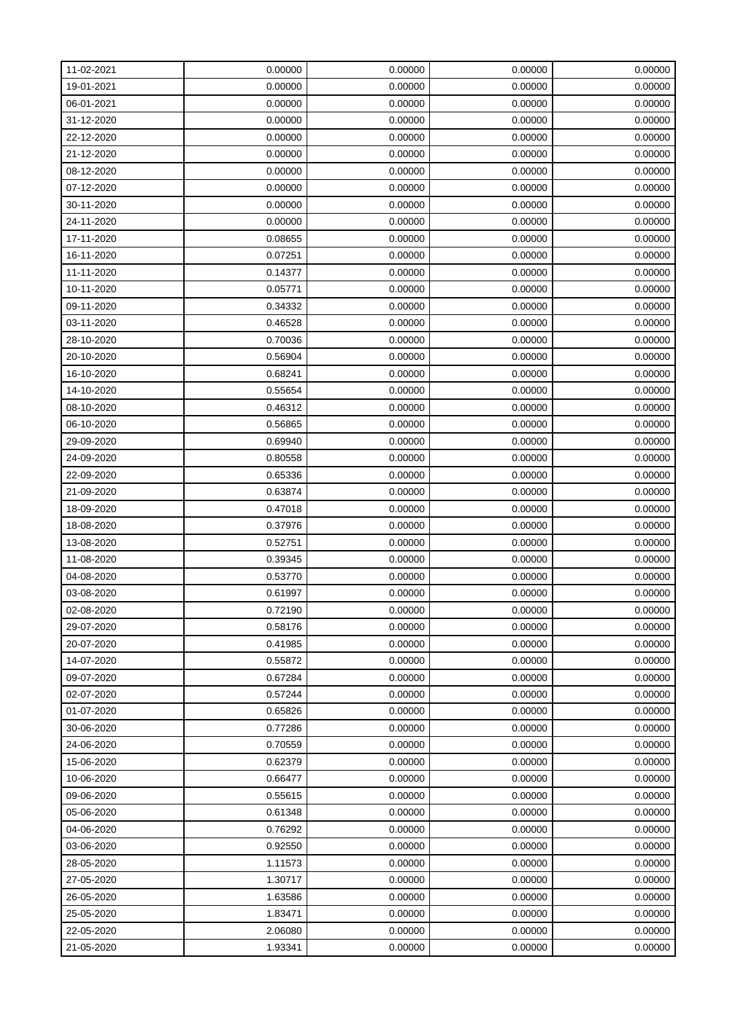| | | | | |
|---|---|---|---|---|
| 11-02-2021 | 0.00000 | 0.00000 | 0.00000 | 0.00000 |
| 19-01-2021 | 0.00000 | 0.00000 | 0.00000 | 0.00000 |
| 06-01-2021 | 0.00000 | 0.00000 | 0.00000 | 0.00000 |
| 31-12-2020 | 0.00000 | 0.00000 | 0.00000 | 0.00000 |
| 22-12-2020 | 0.00000 | 0.00000 | 0.00000 | 0.00000 |
| 21-12-2020 | 0.00000 | 0.00000 | 0.00000 | 0.00000 |
| 08-12-2020 | 0.00000 | 0.00000 | 0.00000 | 0.00000 |
| 07-12-2020 | 0.00000 | 0.00000 | 0.00000 | 0.00000 |
| 30-11-2020 | 0.00000 | 0.00000 | 0.00000 | 0.00000 |
| 24-11-2020 | 0.00000 | 0.00000 | 0.00000 | 0.00000 |
| 17-11-2020 | 0.08655 | 0.00000 | 0.00000 | 0.00000 |
| 16-11-2020 | 0.07251 | 0.00000 | 0.00000 | 0.00000 |
| 11-11-2020 | 0.14377 | 0.00000 | 0.00000 | 0.00000 |
| 10-11-2020 | 0.05771 | 0.00000 | 0.00000 | 0.00000 |
| 09-11-2020 | 0.34332 | 0.00000 | 0.00000 | 0.00000 |
| 03-11-2020 | 0.46528 | 0.00000 | 0.00000 | 0.00000 |
| 28-10-2020 | 0.70036 | 0.00000 | 0.00000 | 0.00000 |
| 20-10-2020 | 0.56904 | 0.00000 | 0.00000 | 0.00000 |
| 16-10-2020 | 0.68241 | 0.00000 | 0.00000 | 0.00000 |
| 14-10-2020 | 0.55654 | 0.00000 | 0.00000 | 0.00000 |
| 08-10-2020 | 0.46312 | 0.00000 | 0.00000 | 0.00000 |
| 06-10-2020 | 0.56865 | 0.00000 | 0.00000 | 0.00000 |
| 29-09-2020 | 0.69940 | 0.00000 | 0.00000 | 0.00000 |
| 24-09-2020 | 0.80558 | 0.00000 | 0.00000 | 0.00000 |
| 22-09-2020 | 0.65336 | 0.00000 | 0.00000 | 0.00000 |
| 21-09-2020 | 0.63874 | 0.00000 | 0.00000 | 0.00000 |
| 18-09-2020 | 0.47018 | 0.00000 | 0.00000 | 0.00000 |
| 18-08-2020 | 0.37976 | 0.00000 | 0.00000 | 0.00000 |
| 13-08-2020 | 0.52751 | 0.00000 | 0.00000 | 0.00000 |
| 11-08-2020 | 0.39345 | 0.00000 | 0.00000 | 0.00000 |
| 04-08-2020 | 0.53770 | 0.00000 | 0.00000 | 0.00000 |
| 03-08-2020 | 0.61997 | 0.00000 | 0.00000 | 0.00000 |
| 02-08-2020 | 0.72190 | 0.00000 | 0.00000 | 0.00000 |
| 29-07-2020 | 0.58176 | 0.00000 | 0.00000 | 0.00000 |
| 20-07-2020 | 0.41985 | 0.00000 | 0.00000 | 0.00000 |
| 14-07-2020 | 0.55872 | 0.00000 | 0.00000 | 0.00000 |
| 09-07-2020 | 0.67284 | 0.00000 | 0.00000 | 0.00000 |
| 02-07-2020 | 0.57244 | 0.00000 | 0.00000 | 0.00000 |
| 01-07-2020 | 0.65826 | 0.00000 | 0.00000 | 0.00000 |
| 30-06-2020 | 0.77286 | 0.00000 | 0.00000 | 0.00000 |
| 24-06-2020 | 0.70559 | 0.00000 | 0.00000 | 0.00000 |
| 15-06-2020 | 0.62379 | 0.00000 | 0.00000 | 0.00000 |
| 10-06-2020 | 0.66477 | 0.00000 | 0.00000 | 0.00000 |
| 09-06-2020 | 0.55615 | 0.00000 | 0.00000 | 0.00000 |
| 05-06-2020 | 0.61348 | 0.00000 | 0.00000 | 0.00000 |
| 04-06-2020 | 0.76292 | 0.00000 | 0.00000 | 0.00000 |
| 03-06-2020 | 0.92550 | 0.00000 | 0.00000 | 0.00000 |
| 28-05-2020 | 1.11573 | 0.00000 | 0.00000 | 0.00000 |
| 27-05-2020 | 1.30717 | 0.00000 | 0.00000 | 0.00000 |
| 26-05-2020 | 1.63586 | 0.00000 | 0.00000 | 0.00000 |
| 25-05-2020 | 1.83471 | 0.00000 | 0.00000 | 0.00000 |
| 22-05-2020 | 2.06080 | 0.00000 | 0.00000 | 0.00000 |
| 21-05-2020 | 1.93341 | 0.00000 | 0.00000 | 0.00000 |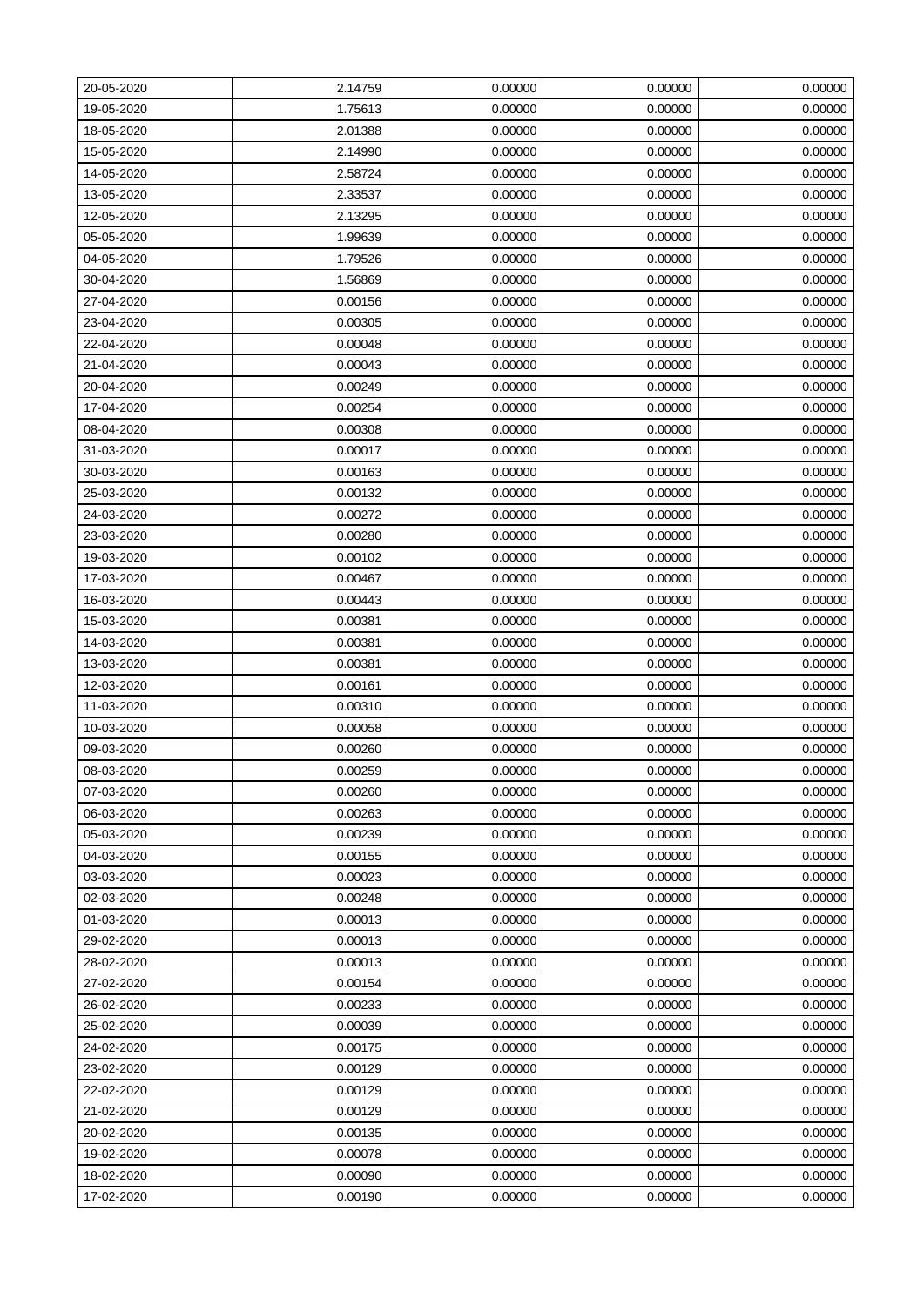| | | | | |
|---|---|---|---|---|
| 20-05-2020 | 2.14759 | 0.00000 | 0.00000 | 0.00000 |
| 19-05-2020 | 1.75613 | 0.00000 | 0.00000 | 0.00000 |
| 18-05-2020 | 2.01388 | 0.00000 | 0.00000 | 0.00000 |
| 15-05-2020 | 2.14990 | 0.00000 | 0.00000 | 0.00000 |
| 14-05-2020 | 2.58724 | 0.00000 | 0.00000 | 0.00000 |
| 13-05-2020 | 2.33537 | 0.00000 | 0.00000 | 0.00000 |
| 12-05-2020 | 2.13295 | 0.00000 | 0.00000 | 0.00000 |
| 05-05-2020 | 1.99639 | 0.00000 | 0.00000 | 0.00000 |
| 04-05-2020 | 1.79526 | 0.00000 | 0.00000 | 0.00000 |
| 30-04-2020 | 1.56869 | 0.00000 | 0.00000 | 0.00000 |
| 27-04-2020 | 0.00156 | 0.00000 | 0.00000 | 0.00000 |
| 23-04-2020 | 0.00305 | 0.00000 | 0.00000 | 0.00000 |
| 22-04-2020 | 0.00048 | 0.00000 | 0.00000 | 0.00000 |
| 21-04-2020 | 0.00043 | 0.00000 | 0.00000 | 0.00000 |
| 20-04-2020 | 0.00249 | 0.00000 | 0.00000 | 0.00000 |
| 17-04-2020 | 0.00254 | 0.00000 | 0.00000 | 0.00000 |
| 08-04-2020 | 0.00308 | 0.00000 | 0.00000 | 0.00000 |
| 31-03-2020 | 0.00017 | 0.00000 | 0.00000 | 0.00000 |
| 30-03-2020 | 0.00163 | 0.00000 | 0.00000 | 0.00000 |
| 25-03-2020 | 0.00132 | 0.00000 | 0.00000 | 0.00000 |
| 24-03-2020 | 0.00272 | 0.00000 | 0.00000 | 0.00000 |
| 23-03-2020 | 0.00280 | 0.00000 | 0.00000 | 0.00000 |
| 19-03-2020 | 0.00102 | 0.00000 | 0.00000 | 0.00000 |
| 17-03-2020 | 0.00467 | 0.00000 | 0.00000 | 0.00000 |
| 16-03-2020 | 0.00443 | 0.00000 | 0.00000 | 0.00000 |
| 15-03-2020 | 0.00381 | 0.00000 | 0.00000 | 0.00000 |
| 14-03-2020 | 0.00381 | 0.00000 | 0.00000 | 0.00000 |
| 13-03-2020 | 0.00381 | 0.00000 | 0.00000 | 0.00000 |
| 12-03-2020 | 0.00161 | 0.00000 | 0.00000 | 0.00000 |
| 11-03-2020 | 0.00310 | 0.00000 | 0.00000 | 0.00000 |
| 10-03-2020 | 0.00058 | 0.00000 | 0.00000 | 0.00000 |
| 09-03-2020 | 0.00260 | 0.00000 | 0.00000 | 0.00000 |
| 08-03-2020 | 0.00259 | 0.00000 | 0.00000 | 0.00000 |
| 07-03-2020 | 0.00260 | 0.00000 | 0.00000 | 0.00000 |
| 06-03-2020 | 0.00263 | 0.00000 | 0.00000 | 0.00000 |
| 05-03-2020 | 0.00239 | 0.00000 | 0.00000 | 0.00000 |
| 04-03-2020 | 0.00155 | 0.00000 | 0.00000 | 0.00000 |
| 03-03-2020 | 0.00023 | 0.00000 | 0.00000 | 0.00000 |
| 02-03-2020 | 0.00248 | 0.00000 | 0.00000 | 0.00000 |
| 01-03-2020 | 0.00013 | 0.00000 | 0.00000 | 0.00000 |
| 29-02-2020 | 0.00013 | 0.00000 | 0.00000 | 0.00000 |
| 28-02-2020 | 0.00013 | 0.00000 | 0.00000 | 0.00000 |
| 27-02-2020 | 0.00154 | 0.00000 | 0.00000 | 0.00000 |
| 26-02-2020 | 0.00233 | 0.00000 | 0.00000 | 0.00000 |
| 25-02-2020 | 0.00039 | 0.00000 | 0.00000 | 0.00000 |
| 24-02-2020 | 0.00175 | 0.00000 | 0.00000 | 0.00000 |
| 23-02-2020 | 0.00129 | 0.00000 | 0.00000 | 0.00000 |
| 22-02-2020 | 0.00129 | 0.00000 | 0.00000 | 0.00000 |
| 21-02-2020 | 0.00129 | 0.00000 | 0.00000 | 0.00000 |
| 20-02-2020 | 0.00135 | 0.00000 | 0.00000 | 0.00000 |
| 19-02-2020 | 0.00078 | 0.00000 | 0.00000 | 0.00000 |
| 18-02-2020 | 0.00090 | 0.00000 | 0.00000 | 0.00000 |
| 17-02-2020 | 0.00190 | 0.00000 | 0.00000 | 0.00000 |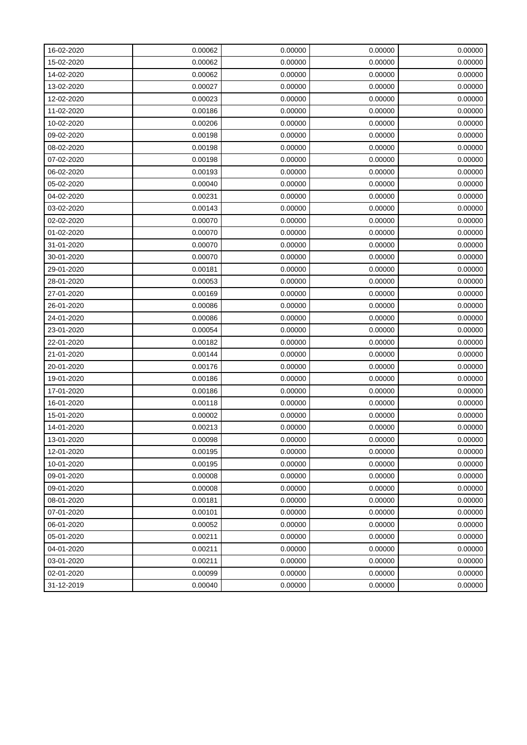| | | | | |
|---|---|---|---|---|
| 16-02-2020 | 0.00062 | 0.00000 | 0.00000 | 0.00000 |
| 15-02-2020 | 0.00062 | 0.00000 | 0.00000 | 0.00000 |
| 14-02-2020 | 0.00062 | 0.00000 | 0.00000 | 0.00000 |
| 13-02-2020 | 0.00027 | 0.00000 | 0.00000 | 0.00000 |
| 12-02-2020 | 0.00023 | 0.00000 | 0.00000 | 0.00000 |
| 11-02-2020 | 0.00186 | 0.00000 | 0.00000 | 0.00000 |
| 10-02-2020 | 0.00206 | 0.00000 | 0.00000 | 0.00000 |
| 09-02-2020 | 0.00198 | 0.00000 | 0.00000 | 0.00000 |
| 08-02-2020 | 0.00198 | 0.00000 | 0.00000 | 0.00000 |
| 07-02-2020 | 0.00198 | 0.00000 | 0.00000 | 0.00000 |
| 06-02-2020 | 0.00193 | 0.00000 | 0.00000 | 0.00000 |
| 05-02-2020 | 0.00040 | 0.00000 | 0.00000 | 0.00000 |
| 04-02-2020 | 0.00231 | 0.00000 | 0.00000 | 0.00000 |
| 03-02-2020 | 0.00143 | 0.00000 | 0.00000 | 0.00000 |
| 02-02-2020 | 0.00070 | 0.00000 | 0.00000 | 0.00000 |
| 01-02-2020 | 0.00070 | 0.00000 | 0.00000 | 0.00000 |
| 31-01-2020 | 0.00070 | 0.00000 | 0.00000 | 0.00000 |
| 30-01-2020 | 0.00070 | 0.00000 | 0.00000 | 0.00000 |
| 29-01-2020 | 0.00181 | 0.00000 | 0.00000 | 0.00000 |
| 28-01-2020 | 0.00053 | 0.00000 | 0.00000 | 0.00000 |
| 27-01-2020 | 0.00169 | 0.00000 | 0.00000 | 0.00000 |
| 26-01-2020 | 0.00086 | 0.00000 | 0.00000 | 0.00000 |
| 24-01-2020 | 0.00086 | 0.00000 | 0.00000 | 0.00000 |
| 23-01-2020 | 0.00054 | 0.00000 | 0.00000 | 0.00000 |
| 22-01-2020 | 0.00182 | 0.00000 | 0.00000 | 0.00000 |
| 21-01-2020 | 0.00144 | 0.00000 | 0.00000 | 0.00000 |
| 20-01-2020 | 0.00176 | 0.00000 | 0.00000 | 0.00000 |
| 19-01-2020 | 0.00186 | 0.00000 | 0.00000 | 0.00000 |
| 17-01-2020 | 0.00186 | 0.00000 | 0.00000 | 0.00000 |
| 16-01-2020 | 0.00118 | 0.00000 | 0.00000 | 0.00000 |
| 15-01-2020 | 0.00002 | 0.00000 | 0.00000 | 0.00000 |
| 14-01-2020 | 0.00213 | 0.00000 | 0.00000 | 0.00000 |
| 13-01-2020 | 0.00098 | 0.00000 | 0.00000 | 0.00000 |
| 12-01-2020 | 0.00195 | 0.00000 | 0.00000 | 0.00000 |
| 10-01-2020 | 0.00195 | 0.00000 | 0.00000 | 0.00000 |
| 09-01-2020 | 0.00008 | 0.00000 | 0.00000 | 0.00000 |
| 09-01-2020 | 0.00008 | 0.00000 | 0.00000 | 0.00000 |
| 08-01-2020 | 0.00181 | 0.00000 | 0.00000 | 0.00000 |
| 07-01-2020 | 0.00101 | 0.00000 | 0.00000 | 0.00000 |
| 06-01-2020 | 0.00052 | 0.00000 | 0.00000 | 0.00000 |
| 05-01-2020 | 0.00211 | 0.00000 | 0.00000 | 0.00000 |
| 04-01-2020 | 0.00211 | 0.00000 | 0.00000 | 0.00000 |
| 03-01-2020 | 0.00211 | 0.00000 | 0.00000 | 0.00000 |
| 02-01-2020 | 0.00099 | 0.00000 | 0.00000 | 0.00000 |
| 31-12-2019 | 0.00040 | 0.00000 | 0.00000 | 0.00000 |